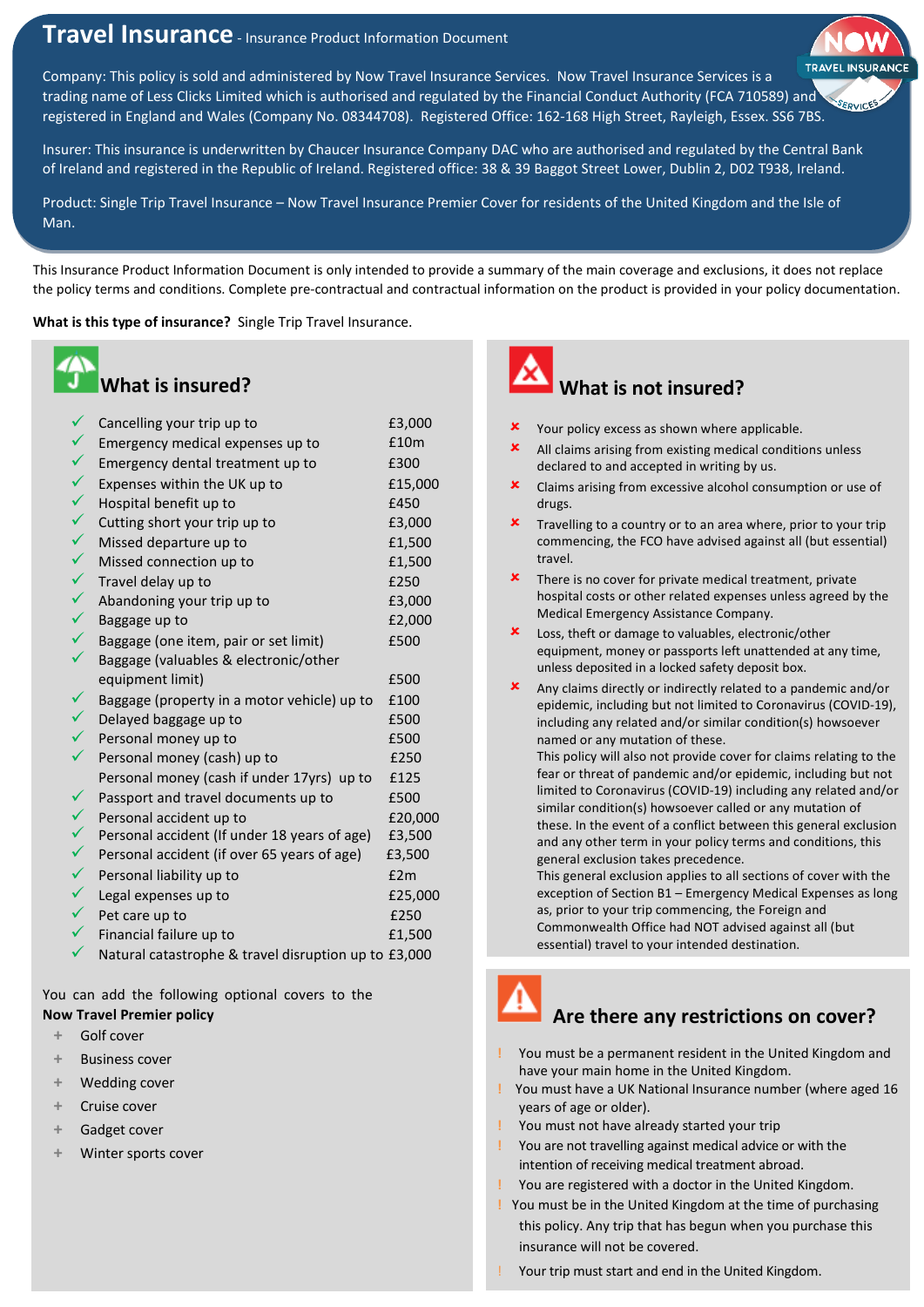# Travel Insurance - Insurance Product Information Document

Company: This policy is sold and administered by Now Travel Insurance Services. Now Travel Insurance Services is a trading name of Less Clicks Limited which is authorised and regulated by the Financial Conduct Authority (FCA 710589) and registered in England and Wales (Company No. 08344708). Registered Office: 162-168 High Street, Rayleigh, Essex. SS6 7BS.

Insurer: This insurance is underwritten by Chaucer Insurance Company DAC who are authorised and regulated by the Central Bank of Ireland and registered in the Republic of Ireland. Registered office: 38 & 39 Baggot Street Lower, Dublin 2, D02 T938, Ireland.

Product: Single Trip Travel Insurance – Now Travel Insurance Premier Cover for residents of the United Kingdom and the Isle of Man.

This Insurance Product Information Document is only intended to provide a summary of the main coverage and exclusions, it does not replace the policy terms and conditions. Complete pre-contractual and contractual information on the product is provided in your policy documentation.

**What is this type of insurance?** Single Trip Travel Insurance.

## What is insured?

| Cover | Limit |
|---|---|
| ✓ Cancelling your trip up to | £3,000 |
| ✓ Emergency medical expenses up to | £10m |
| ✓ Emergency dental treatment up to | £300 |
| ✓ Expenses within the UK up to | £15,000 |
| ✓ Hospital benefit up to | £450 |
| ✓ Cutting short your trip up to | £3,000 |
| ✓ Missed departure up to | £1,500 |
| ✓ Missed connection up to | £1,500 |
| ✓ Travel delay up to | £250 |
| ✓ Abandoning your trip up to | £3,000 |
| ✓ Baggage up to | £2,000 |
| ✓ Baggage (one item, pair or set limit) | £500 |
| ✓ Baggage (valuables & electronic/other equipment limit) | £500 |
| ✓ Baggage (property in a motor vehicle) up to | £100 |
| ✓ Delayed baggage up to | £500 |
| ✓ Personal money up to | £500 |
| ✓ Personal money (cash) up to | £250 |
| Personal money (cash if under 17yrs) up to | £125 |
| ✓ Passport and travel documents up to | £500 |
| ✓ Personal accident up to | £20,000 |
| ✓ Personal accident (If under 18 years of age) | £3,500 |
| ✓ Personal accident (if over 65 years of age) | £3,500 |
| ✓ Personal liability up to | £2m |
| ✓ Legal expenses up to | £25,000 |
| ✓ Pet care up to | £250 |
| ✓ Financial failure up to | £1,500 |
| ✓ Natural catastrophe & travel disruption up to | £3,000 |

You can add the following optional covers to the **Now Travel Premier policy**

- Golf cover
- Business cover
- Wedding cover
- Cruise cover
- Gadget cover
- Winter sports cover

## What is not insured?

- ✗ Your policy excess as shown where applicable.
- ✗ All claims arising from existing medical conditions unless declared to and accepted in writing by us.
- ✗ Claims arising from excessive alcohol consumption or use of drugs.
- ✗ Travelling to a country or to an area where, prior to your trip commencing, the FCO have advised against all (but essential) travel.
- ✗ There is no cover for private medical treatment, private hospital costs or other related expenses unless agreed by the Medical Emergency Assistance Company.
- ✗ Loss, theft or damage to valuables, electronic/other equipment, money or passports left unattended at any time, unless deposited in a locked safety deposit box.
- ✗ Any claims directly or indirectly related to a pandemic and/or epidemic, including but not limited to Coronavirus (COVID-19), including any related and/or similar condition(s) howsoever named or any mutation of these.
  This policy will also not provide cover for claims relating to the fear or threat of pandemic and/or epidemic, including but not limited to Coronavirus (COVID-19) including any related and/or similar condition(s) howsoever called or any mutation of these. In the event of a conflict between this general exclusion and any other term in your policy terms and conditions, this general exclusion takes precedence.
  This general exclusion applies to all sections of cover with the exception of Section B1 – Emergency Medical Expenses as long as, prior to your trip commencing, the Foreign and Commonwealth Office had NOT advised against all (but essential) travel to your intended destination.

## Are there any restrictions on cover?

- ! You must be a permanent resident in the United Kingdom and have your main home in the United Kingdom.
- ! You must have a UK National Insurance number (where aged 16 years of age or older).
- ! You must not have already started your trip
- ! You are not travelling against medical advice or with the intention of receiving medical treatment abroad.
- ! You are registered with a doctor in the United Kingdom.
- ! You must be in the United Kingdom at the time of purchasing this policy. Any trip that has begun when you purchase this insurance will not be covered.
- ! Your trip must start and end in the United Kingdom.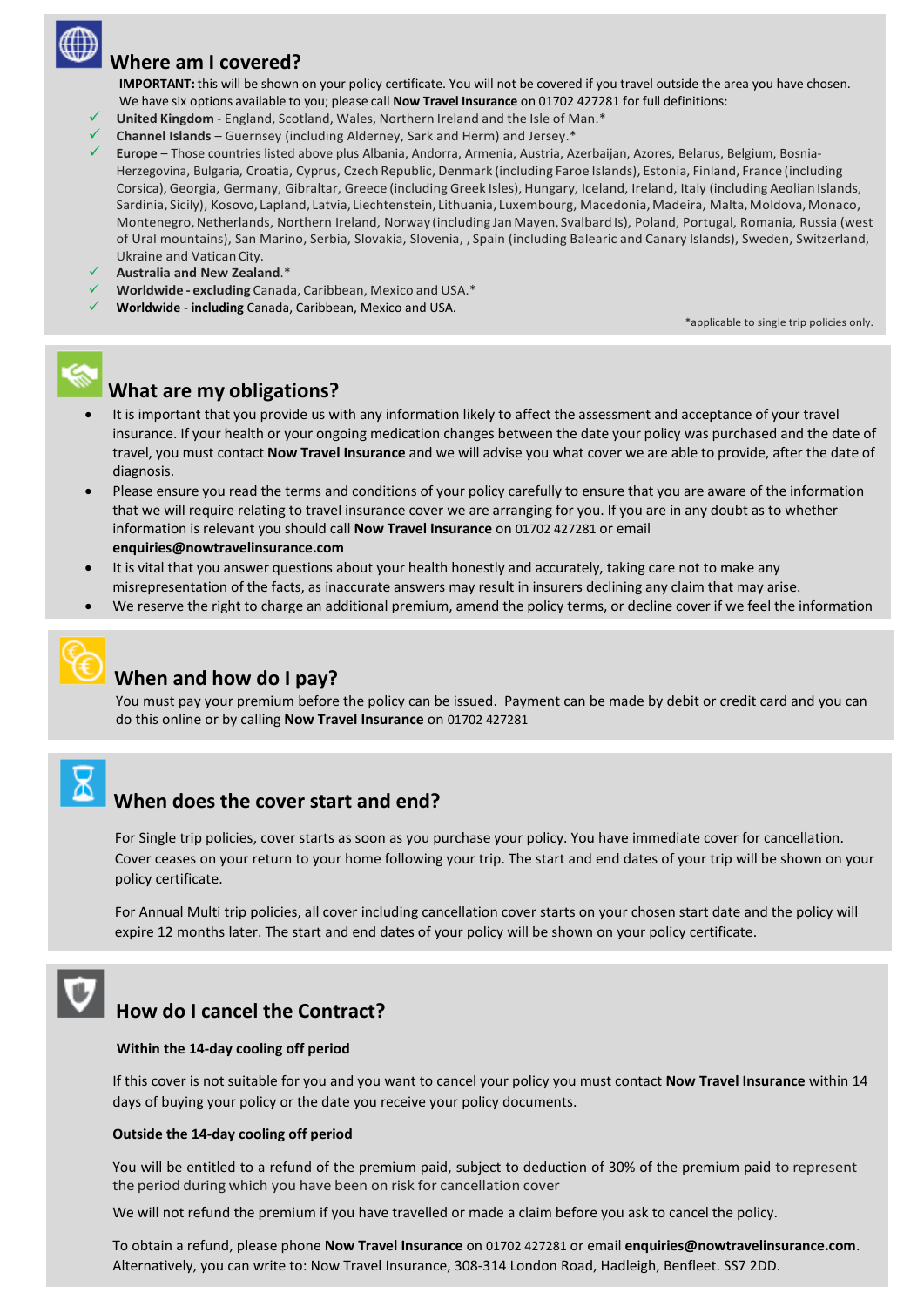## Where am I covered?

**IMPORTANT:** this will be shown on your policy certificate. You will not be covered if you travel outside the area you have chosen. We have six options available to you; please call **Now Travel Insurance** on 01702 427281 for full definitions:

- ✓ **United Kingdom** - England, Scotland, Wales, Northern Ireland and the Isle of Man.*
- ✓ **Channel Islands** – Guernsey (including Alderney, Sark and Herm) and Jersey.*
- ✓ **Europe** – Those countries listed above plus Albania, Andorra, Armenia, Austria, Azerbaijan, Azores, Belarus, Belgium, Bosnia-Herzegovina, Bulgaria, Croatia, Cyprus, Czech Republic, Denmark (including Faroe Islands), Estonia, Finland, France (including Corsica), Georgia, Germany, Gibraltar, Greece (including Greek Isles), Hungary, Iceland, Ireland, Italy (including Aeolian Islands, Sardinia, Sicily), Kosovo, Lapland, Latvia, Liechtenstein, Lithuania, Luxembourg, Macedonia, Madeira, Malta, Moldova, Monaco, Montenegro, Netherlands, Northern Ireland, Norway (including Jan Mayen, Svalbard Is), Poland, Portugal, Romania, Russia (west of Ural mountains), San Marino, Serbia, Slovakia, Slovenia, , Spain (including Balearic and Canary Islands), Sweden, Switzerland, Ukraine and Vatican City.
- ✓ **Australia and New Zealand**.*
- ✓ **Worldwide - excluding** Canada, Caribbean, Mexico and USA.*
- ✓ **Worldwide** - **including** Canada, Caribbean, Mexico and USA.

*applicable to single trip policies only.

## What are my obligations?

- It is important that you provide us with any information likely to affect the assessment and acceptance of your travel insurance. If your health or your ongoing medication changes between the date your policy was purchased and the date of travel, you must contact **Now Travel Insurance** and we will advise you what cover we are able to provide, after the date of diagnosis.
- Please ensure you read the terms and conditions of your policy carefully to ensure that you are aware of the information that we will require relating to travel insurance cover we are arranging for you. If you are in any doubt as to whether information is relevant you should call **Now Travel Insurance** on 01702 427281 or email **enquiries@nowtravelinsurance.com**
- It is vital that you answer questions about your health honestly and accurately, taking care not to make any misrepresentation of the facts, as inaccurate answers may result in insurers declining any claim that may arise.
- We reserve the right to charge an additional premium, amend the policy terms, or decline cover if we feel the information

## When and how do I pay?

You must pay your premium before the policy can be issued. Payment can be made by debit or credit card and you can do this online or by calling **Now Travel Insurance** on 01702 427281

## When does the cover start and end?

For Single trip policies, cover starts as soon as you purchase your policy. You have immediate cover for cancellation. Cover ceases on your return to your home following your trip. The start and end dates of your trip will be shown on your policy certificate.

For Annual Multi trip policies, all cover including cancellation cover starts on your chosen start date and the policy will expire 12 months later. The start and end dates of your policy will be shown on your policy certificate.

## How do I cancel the Contract?

**Within the 14-day cooling off period**

If this cover is not suitable for you and you want to cancel your policy you must contact **Now Travel Insurance** within 14 days of buying your policy or the date you receive your policy documents.

**Outside the 14-day cooling off period**

You will be entitled to a refund of the premium paid, subject to deduction of 30% of the premium paid to represent the period during which you have been on risk for cancellation cover

We will not refund the premium if you have travelled or made a claim before you ask to cancel the policy.

To obtain a refund, please phone **Now Travel Insurance** on 01702 427281 or email **enquiries@nowtravelinsurance.com**. Alternatively, you can write to: Now Travel Insurance, 308-314 London Road, Hadleigh, Benfleet. SS7 2DD.